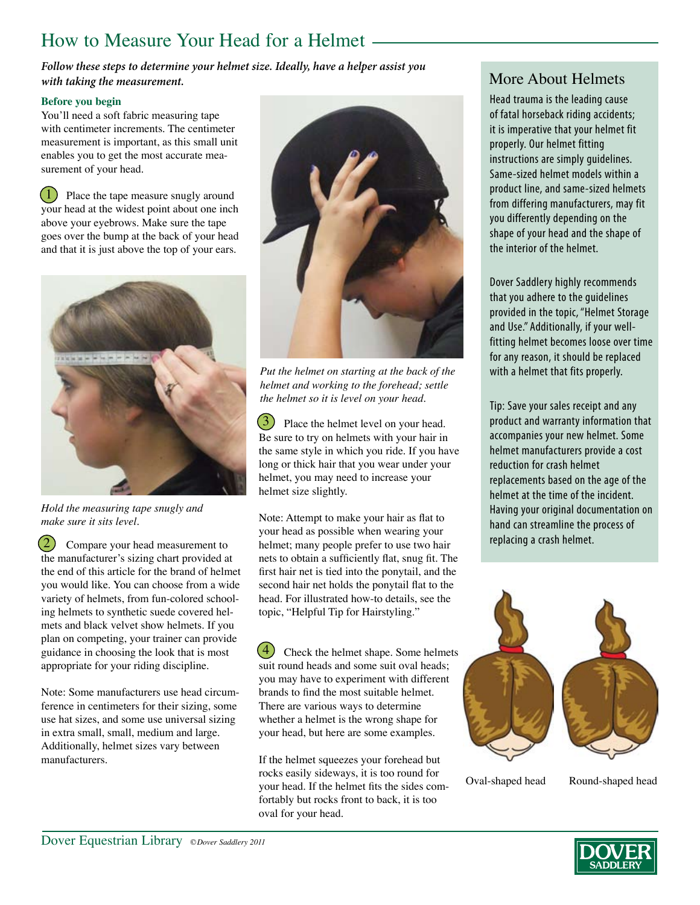# How to Measure Your Head for a Helmet

***Follow these steps to determine your helmet size. Ideally, have a helper assist you with taking the measurement.***

### Before you begin

You'll need a soft fabric measuring tape with centimeter increments. The centimeter measurement is important, as this small unit enables you to get the most accurate measurement of your head.

1. Place the tape measure snugly around your head at the widest point about one inch above your eyebrows. Make sure the tape goes over the bump at the back of your head and that it is just above the top of your ears.

*Hold the measuring tape snugly and make sure it sits level.*

2. Compare your head measurement to the manufacturer's sizing chart provided at the end of this article for the brand of helmet you would like. You can choose from a wide variety of helmets, from fun-colored schooling helmets to synthetic suede covered helmets and black velvet show helmets. If you plan on competing, your trainer can provide guidance in choosing the look that is most appropriate for your riding discipline.

Note: Some manufacturers use head circumference in centimeters for their sizing, some use hat sizes, and some use universal sizing in extra small, small, medium and large. Additionally, helmet sizes vary between manufacturers.

*Put the helmet on starting at the back of the helmet and working to the forehead; settle the helmet so it is level on your head.*

3. Place the helmet level on your head. Be sure to try on helmets with your hair in the same style in which you ride. If you have long or thick hair that you wear under your helmet, you may need to increase your helmet size slightly.

Note: Attempt to make your hair as flat to your head as possible when wearing your helmet; many people prefer to use two hair nets to obtain a sufficiently flat, snug fit. The first hair net is tied into the ponytail, and the second hair net holds the ponytail flat to the head. For illustrated how-to details, see the topic, "Helpful Tip for Hairstyling."

4. Check the helmet shape. Some helmets suit round heads and some suit oval heads; you may have to experiment with different brands to find the most suitable helmet. There are various ways to determine whether a helmet is the wrong shape for your head, but here are some examples.

If the helmet squeezes your forehead but rocks easily sideways, it is too round for your head. If the helmet fits the sides comfortably but rocks front to back, it is too oval for your head.

## More About Helmets

Head trauma is the leading cause of fatal horseback riding accidents; it is imperative that your helmet fit properly. Our helmet fitting instructions are simply guidelines. Same-sized helmet models within a product line, and same-sized helmets from differing manufacturers, may fit you differently depending on the shape of your head and the shape of the interior of the helmet.

Dover Saddlery highly recommends that you adhere to the guidelines provided in the topic, "Helmet Storage and Use." Additionally, if your well-fitting helmet becomes loose over time for any reason, it should be replaced with a helmet that fits properly.

Tip: Save your sales receipt and any product and warranty information that accompanies your new helmet. Some helmet manufacturers provide a cost reduction for crash helmet replacements based on the age of the helmet at the time of the incident. Having your original documentation on hand can streamline the process of replacing a crash helmet.

Oval-shaped head    Round-shaped head

Dover Equestrian Library ©*Dover Saddlery 2011*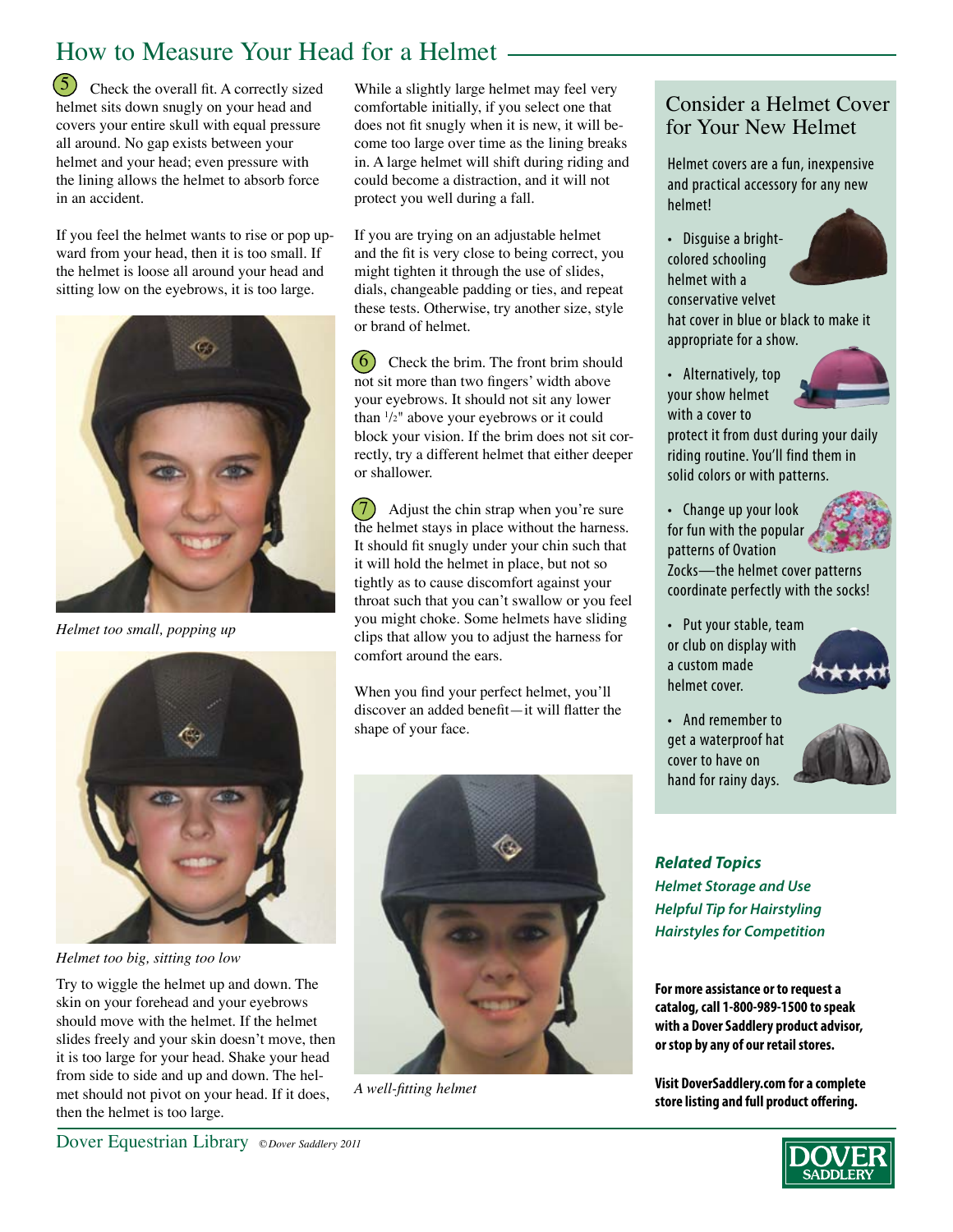# How to Measure Your Head for a Helmet

5. Check the overall fit. A correctly sized helmet sits down snugly on your head and covers your entire skull with equal pressure all around. No gap exists between your helmet and your head; even pressure with the lining allows the helmet to absorb force in an accident.

If you feel the helmet wants to rise or pop upward from your head, then it is too small. If the helmet is loose all around your head and sitting low on the eyebrows, it is too large.

*Helmet too small, popping up*

*Helmet too big, sitting too low*

Try to wiggle the helmet up and down. The skin on your forehead and your eyebrows should move with the helmet. If the helmet slides freely and your skin doesn't move, then it is too large for your head. Shake your head from side to side and up and down. The helmet should not pivot on your head. If it does, then the helmet is too large.

While a slightly large helmet may feel very comfortable initially, if you select one that does not fit snugly when it is new, it will become too large over time as the lining breaks in. A large helmet will shift during riding and could become a distraction, and it will not protect you well during a fall.

If you are trying on an adjustable helmet and the fit is very close to being correct, you might tighten it through the use of slides, dials, changeable padding or ties, and repeat these tests. Otherwise, try another size, style or brand of helmet.

6. Check the brim. The front brim should not sit more than two fingers' width above your eyebrows. It should not sit any lower than 1/2" above your eyebrows or it could block your vision. If the brim does not sit correctly, try a different helmet that either deeper or shallower.

7. Adjust the chin strap when you're sure the helmet stays in place without the harness. It should fit snugly under your chin such that it will hold the helmet in place, but not so tightly as to cause discomfort against your throat such that you can't swallow or you feel you might choke. Some helmets have sliding clips that allow you to adjust the harness for comfort around the ears.

When you find your perfect helmet, you'll discover an added benefit—it will flatter the shape of your face.

*A well-fitting helmet*

## Consider a Helmet Cover for Your New Helmet

Helmet covers are a fun, inexpensive and practical accessory for any new helmet!

- Disguise a bright-colored schooling helmet with a conservative velvet hat cover in blue or black to make it appropriate for a show.
- Alternatively, top your show helmet with a cover to protect it from dust during your daily riding routine. You'll find them in solid colors or with patterns.
- Change up your look for fun with the popular patterns of Ovation Zocks—the helmet cover patterns coordinate perfectly with the socks!
- Put your stable, team or club on display with a custom made helmet cover.
- And remember to get a waterproof hat cover to have on hand for rainy days.

***Related Topics***

*Helmet Storage and Use*

*Helpful Tip for Hairstyling*

*Hairstyles for Competition*

**For more assistance or to request a catalog, call 1-800-989-1500 to speak with a Dover Saddlery product advisor, or stop by any of our retail stores.**

**Visit DoverSaddlery.com for a complete store listing and full product offering.**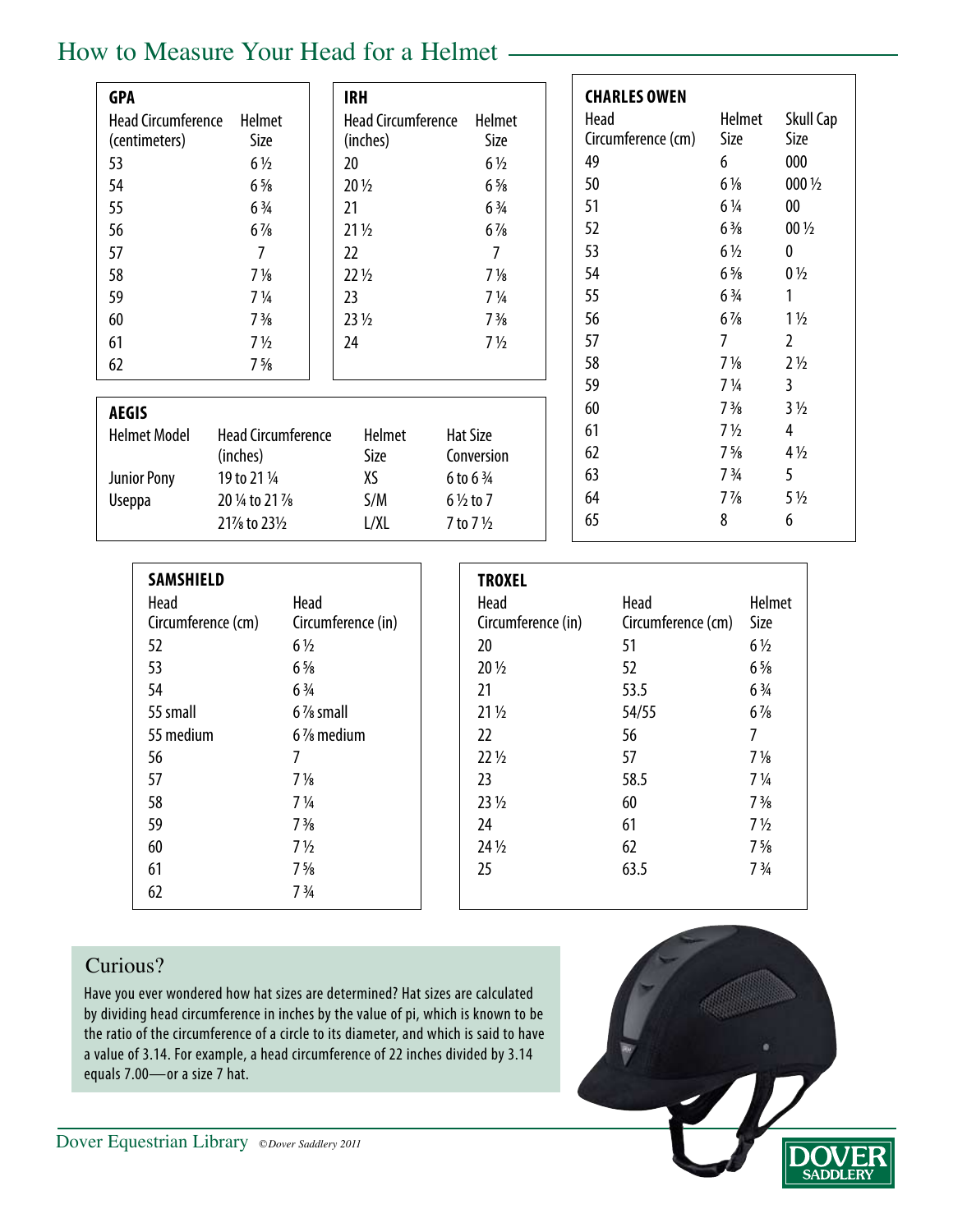# How to Measure Your Head for a Helmet

### GPA

| Head Circumference (centimeters) | Helmet Size |
|---|---|
| 53 | 6 ½ |
| 54 | 6 ⅝ |
| 55 | 6 ¾ |
| 56 | 6 ⅞ |
| 57 | 7 |
| 58 | 7 ⅛ |
| 59 | 7 ¼ |
| 60 | 7 ⅜ |
| 61 | 7 ½ |
| 62 | 7 ⅝ |

### IRH

| Head Circumference (inches) | Helmet Size |
|---|---|
| 20 | 6 ½ |
| 20 ½ | 6 ⅝ |
| 21 | 6 ¾ |
| 21 ½ | 6 ⅞ |
| 22 | 7 |
| 22 ½ | 7 ⅛ |
| 23 | 7 ¼ |
| 23 ½ | 7 ⅜ |
| 24 | 7 ½ |

### CHARLES OWEN

| Head Circumference (cm) | Helmet Size | Skull Cap Size |
|---|---|---|
| 49 | 6 | 000 |
| 50 | 6 ⅛ | 000 ½ |
| 51 | 6 ¼ | 00 |
| 52 | 6 ⅜ | 00 ½ |
| 53 | 6 ½ | 0 |
| 54 | 6 ⅝ | 0 ½ |
| 55 | 6 ¾ | 1 |
| 56 | 6 ⅞ | 1 ½ |
| 57 | 7 | 2 |
| 58 | 7 ⅛ | 2 ½ |
| 59 | 7 ¼ | 3 |
| 60 | 7 ⅜ | 3 ½ |
| 61 | 7 ½ | 4 |
| 62 | 7 ⅝ | 4 ½ |
| 63 | 7 ¾ | 5 |
| 64 | 7 ⅞ | 5 ½ |
| 65 | 8 | 6 |

### AEGIS

| Helmet Model | Head Circumference (inches) | Helmet Size | Hat Size Conversion |
|---|---|---|---|
| Junior Pony | 19 to 21 ¼ | XS | 6 to 6 ¾ |
| Useppa | 20 ¼ to 21 ⅞ | S/M | 6 ½ to 7 |
| | 21⅞ to 23½ | L/XL | 7 to 7 ½ |

### SAMSHIELD

| Head Circumference (cm) | Head Circumference (in) |
|---|---|
| 52 | 6 ½ |
| 53 | 6 ⅝ |
| 54 | 6 ¾ |
| 55 small | 6 ⅞ small |
| 55 medium | 6 ⅞ medium |
| 56 | 7 |
| 57 | 7 ⅛ |
| 58 | 7 ¼ |
| 59 | 7 ⅜ |
| 60 | 7 ½ |
| 61 | 7 ⅝ |
| 62 | 7 ¾ |

### TROXEL

| Head Circumference (in) | Head Circumference (cm) | Helmet Size |
|---|---|---|
| 20 | 51 | 6 ½ |
| 20 ½ | 52 | 6 ⅝ |
| 21 | 53.5 | 6 ¾ |
| 21 ½ | 54/55 | 6 ⅞ |
| 22 | 56 | 7 |
| 22 ½ | 57 | 7 ⅛ |
| 23 | 58.5 | 7 ¼ |
| 23 ½ | 60 | 7 ⅜ |
| 24 | 61 | 7 ½ |
| 24 ½ | 62 | 7 ⅝ |
| 25 | 63.5 | 7 ¾ |

## Curious?

Have you ever wondered how hat sizes are determined? Hat sizes are calculated by dividing head circumference in inches by the value of pi, which is known to be the ratio of the circumference of a circle to its diameter, and which is said to have a value of 3.14. For example, a head circumference of 22 inches divided by 3.14 equals 7.00—or a size 7 hat.

Dover Equestrian Library *©Dover Saddlery 2011*